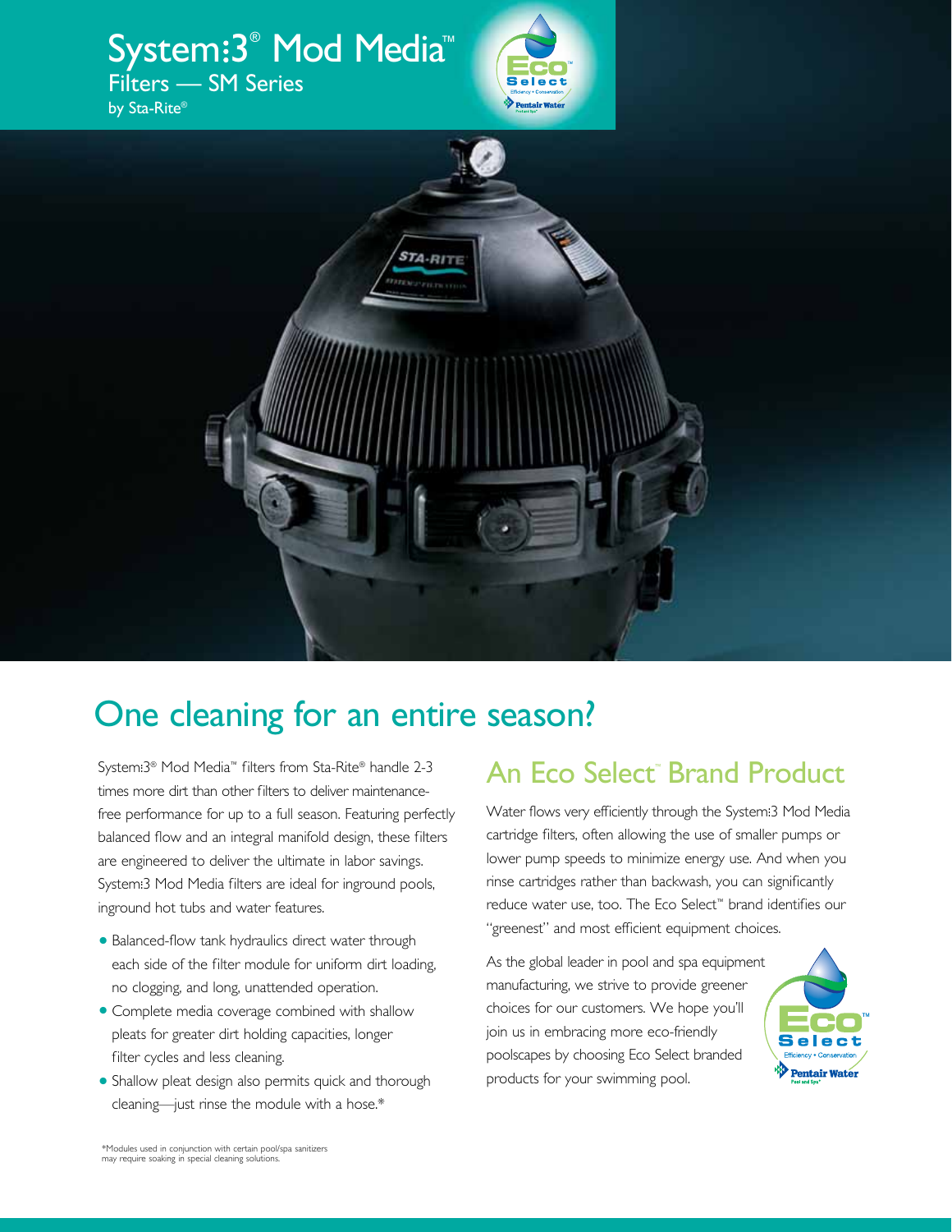# System:3® Mod Media™

## Filters — SM Series

by Sta-Rite®

# One cleaning for an entire season?

System:3® Mod Media™ filters from Sta-Rite® handle 2-3 times more dirt than other filters to deliver maintenance-free performance for up to a full season. Featuring perfectly balanced flow and an integral manifold design, these filters are engineered to deliver the ultimate in labor savings. System:3 Mod Media filters are ideal for inground pools, inground hot tubs and water features.

- Balanced-flow tank hydraulics direct water through each side of the filter module for uniform dirt loading, no clogging, and long, unattended operation.
- Complete media coverage combined with shallow pleats for greater dirt holding capacities, longer filter cycles and less cleaning.
- Shallow pleat design also permits quick and thorough cleaning—just rinse the module with a hose.*

## An Eco Select™ Brand Product

Water flows very efficiently through the System:3 Mod Media cartridge filters, often allowing the use of smaller pumps or lower pump speeds to minimize energy use. And when you rinse cartridges rather than backwash, you can significantly reduce water use, too. The Eco Select™ brand identifies our "greenest" and most efficient equipment choices.

As the global leader in pool and spa equipment manufacturing, we strive to provide greener choices for our customers. We hope you'll join us in embracing more eco-friendly poolscapes by choosing Eco Select branded products for your swimming pool.

*Modules used in conjunction with certain pool/spa sanitizers may require soaking in special cleaning solutions.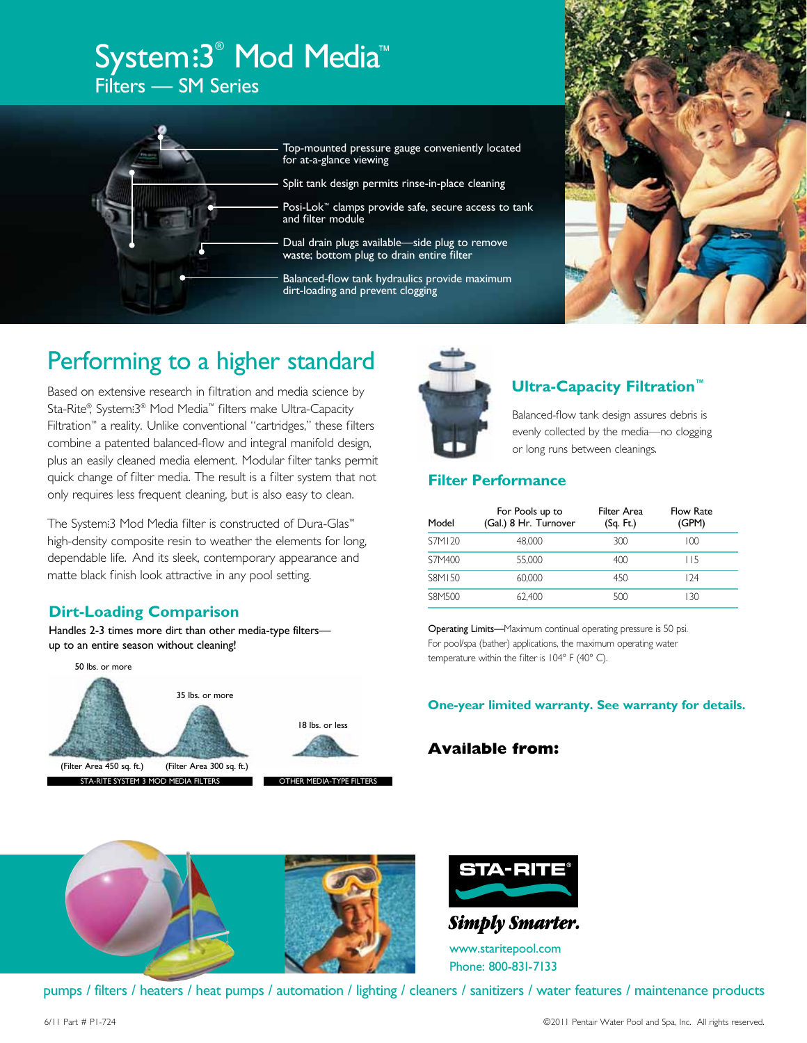# System:3® Mod Media™

## Filters — SM Series

- Top-mounted pressure gauge conveniently located for at-a-glance viewing
- Split tank design permits rinse-in-place cleaning
- Posi-Lok™ clamps provide safe, secure access to tank and filter module
- Dual drain plugs available—side plug to remove waste; bottom plug to drain entire filter
- Balanced-flow tank hydraulics provide maximum dirt-loading and prevent clogging

## Performing to a higher standard

Based on extensive research in filtration and media science by Sta-Rite®, System:3® Mod Media™ filters make Ultra-Capacity Filtration™ a reality. Unlike conventional "cartridges," these filters combine a patented balanced-flow and integral manifold design, plus an easily cleaned media element. Modular filter tanks permit quick change of filter media. The result is a filter system that not only requires less frequent cleaning, but is also easy to clean.

The System:3 Mod Media filter is constructed of Dura-Glas™ high-density composite resin to weather the elements for long, dependable life. And its sleek, contemporary appearance and matte black finish look attractive in any pool setting.

### Dirt-Loading Comparison

Handles 2-3 times more dirt than other media-type filters—up to an entire season without cleaning!

50 lbs. or more

35 lbs. or more

18 lbs. or less

(Filter Area 450 sq. ft.)

(Filter Area 300 sq. ft.)

STA-RITE SYSTEM 3 MOD MEDIA FILTERS

OTHER MEDIA-TYPE FILTERS

### Ultra-Capacity Filtration™

Balanced-flow tank design assures debris is evenly collected by the media—no clogging or long runs between cleanings.

### Filter Performance

| Model | For Pools up to (Gal.) 8 Hr. Turnover | Filter Area (Sq. Ft.) | Flow Rate (GPM) |
|---|---|---|---|
| S7M120 | 48,000 | 300 | 100 |
| S7M400 | 55,000 | 400 | 115 |
| S8M150 | 60,000 | 450 | 124 |
| S8M500 | 62,400 | 500 | 130 |

Operating Limits—Maximum continual operating pressure is 50 psi. For pool/spa (bather) applications, the maximum operating water temperature within the filter is 104° F (40° C).

**One-year limited warranty. See warranty for details.**

**Available from:**

STA-RITE®

*Simply Smarter.*

www.staritepool.com

Phone: 800-831-7133

pumps / filters / heaters / heat pumps / automation / lighting / cleaners / sanitizers / water features / maintenance products

6/11 Part # P1-724

©2011 Pentair Water Pool and Spa, Inc. All rights reserved.